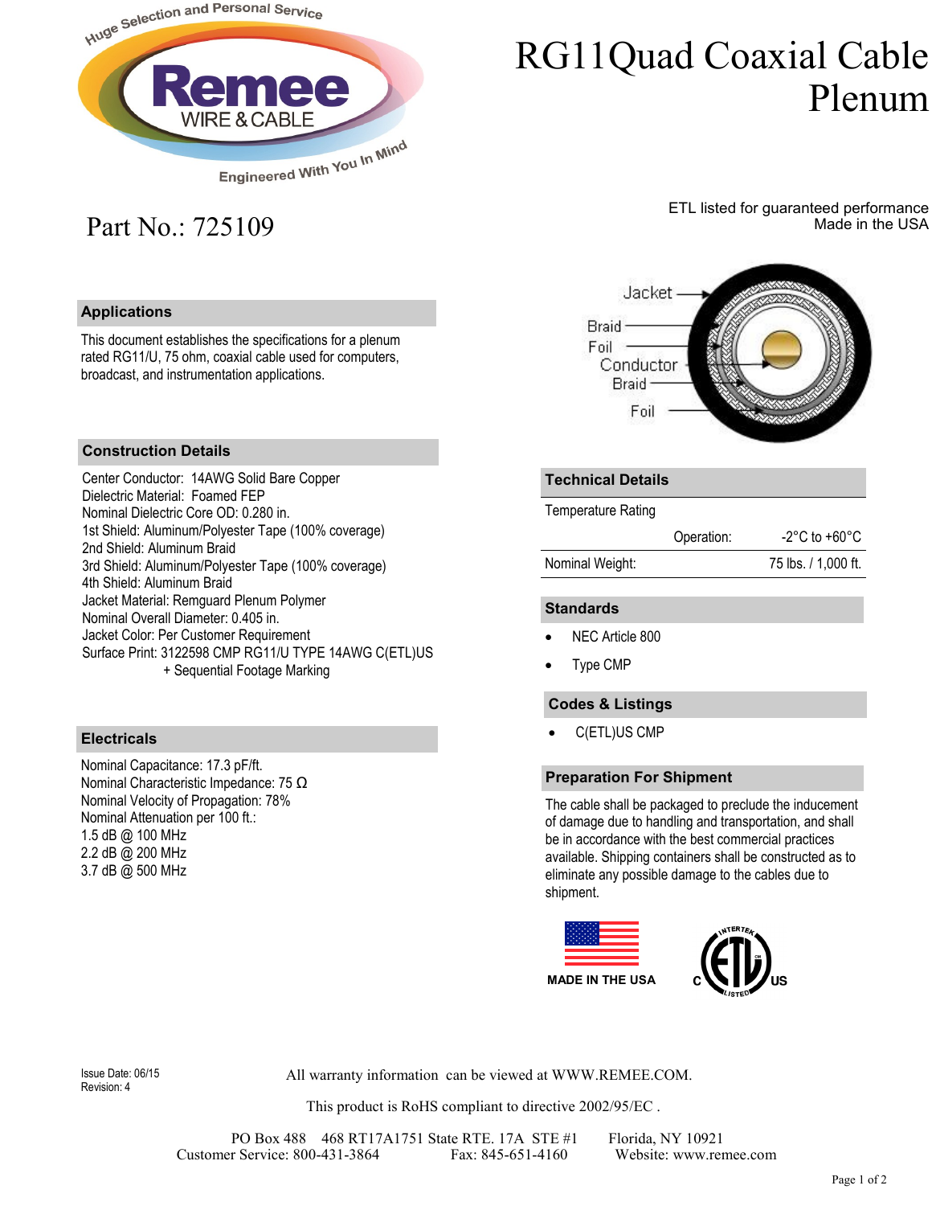Huge Selection and Personal Service

**Remee** WIRE & CABLE

Engineered With You In Mind

# RG11Quad Coaxial Cable Plenum

Part No.: 725109

ETL listed for guaranteed performance
Made in the USA

Jacket
Braid
Foil
Conductor
Braid
Foil

## Applications

This document establishes the specifications for a plenum rated RG11/U, 75 ohm, coaxial cable used for computers, broadcast, and instrumentation applications.

## Construction Details

Center Conductor: 14AWG Solid Bare Copper
Dielectric Material: Foamed FEP
Nominal Dielectric Core OD: 0.280 in.
1st Shield: Aluminum/Polyester Tape (100% coverage)
2nd Shield: Aluminum Braid
3rd Shield: Aluminum/Polyester Tape (100% coverage)
4th Shield: Aluminum Braid
Jacket Material: Remguard Plenum Polymer
Nominal Overall Diameter: 0.405 in.
Jacket Color: Per Customer Requirement
Surface Print: 3122598 CMP RG11/U TYPE 14AWG C(ETL)US + Sequential Footage Marking

## Electricals

Nominal Capacitance: 17.3 pF/ft.
Nominal Characteristic Impedance: 75 Ω
Nominal Velocity of Propagation: 78%
Nominal Attenuation per 100 ft.:
1.5 dB @ 100 MHz
2.2 dB @ 200 MHz
3.7 dB @ 500 MHz

## Technical Details

| Temperature Rating | | |
|---|---|---|
| | Operation: | -2°C to +60°C |
| Nominal Weight: | | 75 lbs. / 1,000 ft. |

## Standards

- NEC Article 800
- Type CMP

## Codes & Listings

- C(ETL)US CMP

## Preparation For Shipment

The cable shall be packaged to preclude the inducement of damage due to handling and transportation, and shall be in accordance with the best commercial practices available. Shipping containers shall be constructed as to eliminate any possible damage to the cables due to shipment.

MADE IN THE USA

C ETL US (Intertek Listed)

Issue Date: 06/15
Revision: 4

All warranty information can be viewed at WWW.REMEE.COM.

This product is RoHS compliant to directive 2002/95/EC .

PO Box 488 468 RT17A1751 State RTE. 17A STE #1 Florida, NY 10921
Customer Service: 800-431-3864 Fax: 845-651-4160 Website: www.remee.com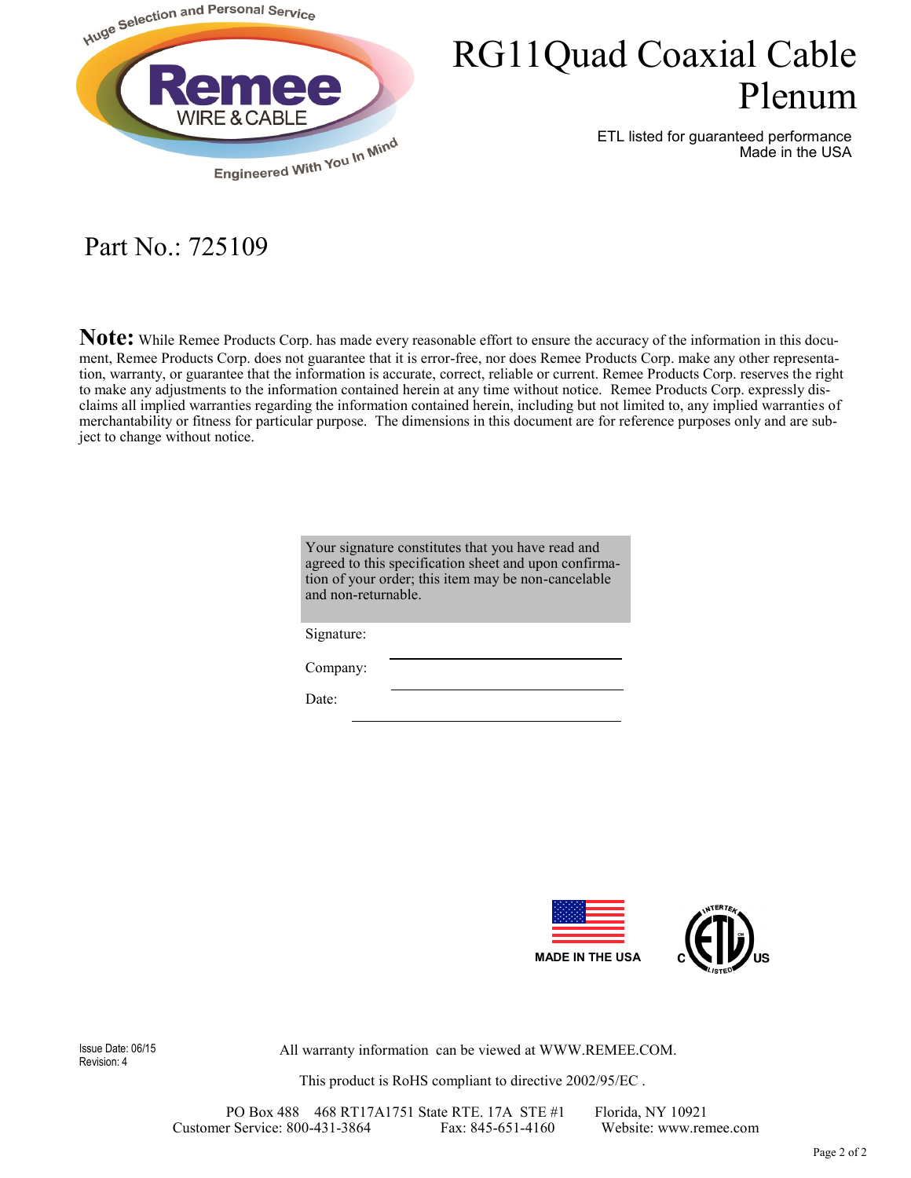Huge Selection and Personal Service

**Remee** WIRE & CABLE

Engineered With You In Mind

# RG11Quad Coaxial Cable Plenum

ETL listed for guaranteed performance
Made in the USA

## Part No.: 725109

**Note:** While Remee Products Corp. has made every reasonable effort to ensure the accuracy of the information in this document, Remee Products Corp. does not guarantee that it is error-free, nor does Remee Products Corp. make any other representation, warranty, or guarantee that the information is accurate, correct, reliable or current. Remee Products Corp. reserves the right to make any adjustments to the information contained herein at any time without notice. Remee Products Corp. expressly disclaims all implied warranties regarding the information contained herein, including but not limited to, any implied warranties of merchantability or fitness for particular purpose. The dimensions in this document are for reference purposes only and are subject to change without notice.

Your signature constitutes that you have read and agreed to this specification sheet and upon confirmation of your order; this item may be non-cancelable and non-returnable.

Signature: ______________________

Company: ______________________

Date: ______________________

MADE IN THE USA

C ETL US LISTED INTERTEK

Issue Date: 06/15
Revision: 4

All warranty information can be viewed at WWW.REMEE.COM.

This product is RoHS compliant to directive 2002/95/EC .

PO Box 488 468 RT17A1751 State RTE. 17A STE #1 Florida, NY 10921
Customer Service: 800-431-3864 Fax: 845-651-4160 Website: www.remee.com